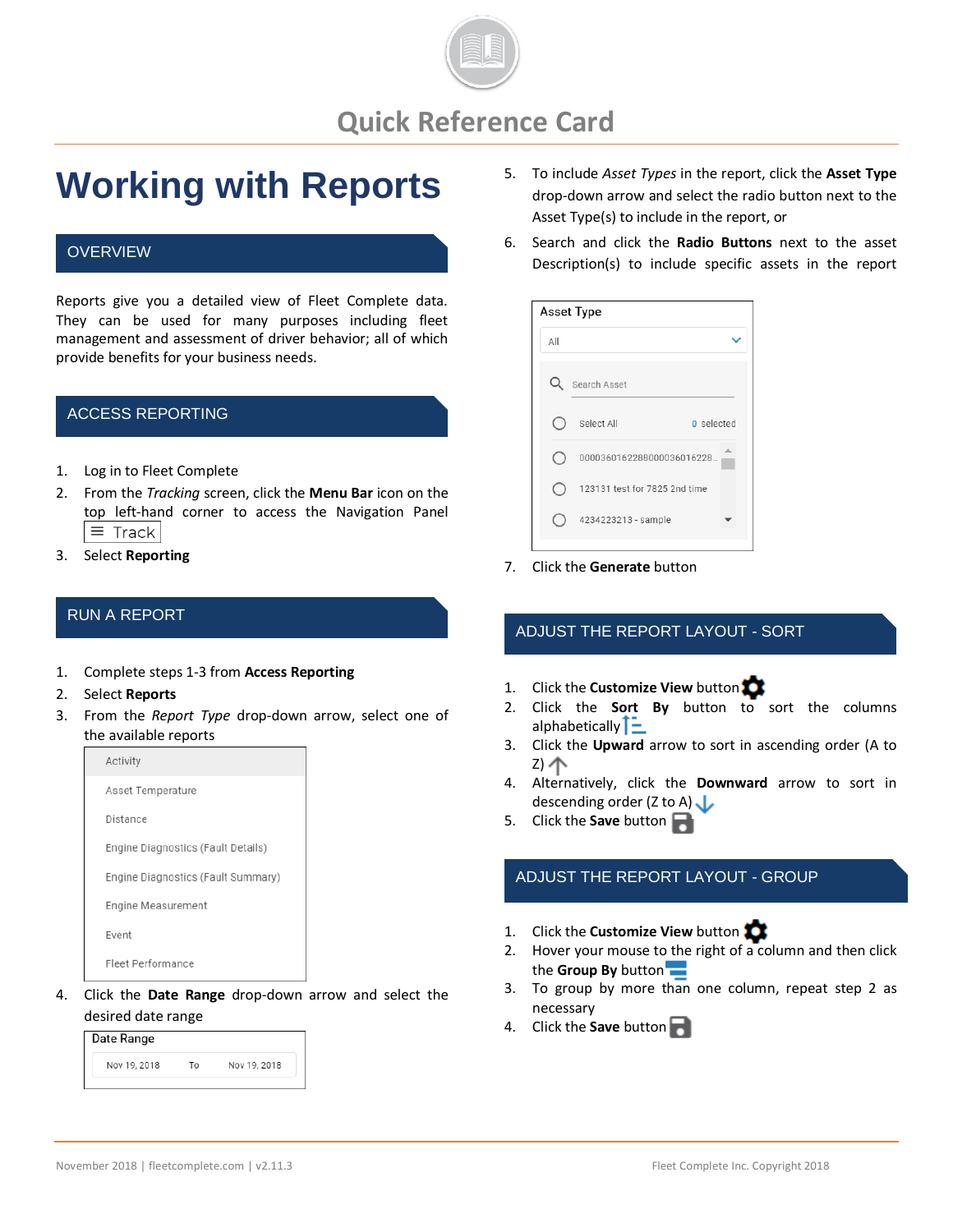# Quick Reference Card

# Working with Reports

## OVERVIEW

Reports give you a detailed view of Fleet Complete data. They can be used for many purposes including fleet management and assessment of driver behavior; all of which provide benefits for your business needs.

## ACCESS REPORTING

1. Log in to Fleet Complete
2. From the *Tracking* screen, click the **Menu Bar** icon on the top left-hand corner to access the Navigation Panel ≡ Track
3. Select **Reporting**

## RUN A REPORT

1. Complete steps 1-3 from **Access Reporting**
2. Select **Reports**
3. From the *Report Type* drop-down arrow, select one of the available reports

   - Activity
   - Asset Temperature
   - Distance
   - Engine Diagnostics (Fault Details)
   - Engine Diagnostics (Fault Summary)
   - Engine Measurement
   - Event
   - Fleet Performance

4. Click the **Date Range** drop-down arrow and select the desired date range

   Date Range: Nov 19, 2018 To Nov 19, 2018

5. To include *Asset Types* in the report, click the **Asset Type** drop-down arrow and select the radio button next to the Asset Type(s) to include in the report, or
6. Search and click the **Radio Buttons** next to the asset Description(s) to include specific assets in the report

   Asset Type: All
   - Search Asset
   - Select All — 0 selected
   - 000036016228800003601622​8...
   - 123131 test for 7825 2nd time
   - 4234223213 - sample

7. Click the **Generate** button

## ADJUST THE REPORT LAYOUT - SORT

1. Click the **Customize View** button
2. Click the **Sort By** button to sort the columns alphabetically
3. Click the **Upward** arrow to sort in ascending order (A to Z)
4. Alternatively, click the **Downward** arrow to sort in descending order (Z to A)
5. Click the **Save** button

## ADJUST THE REPORT LAYOUT - GROUP

1. Click the **Customize View** button
2. Hover your mouse to the right of a column and then click the **Group By** button
3. To group by more than one column, repeat step 2 as necessary
4. Click the **Save** button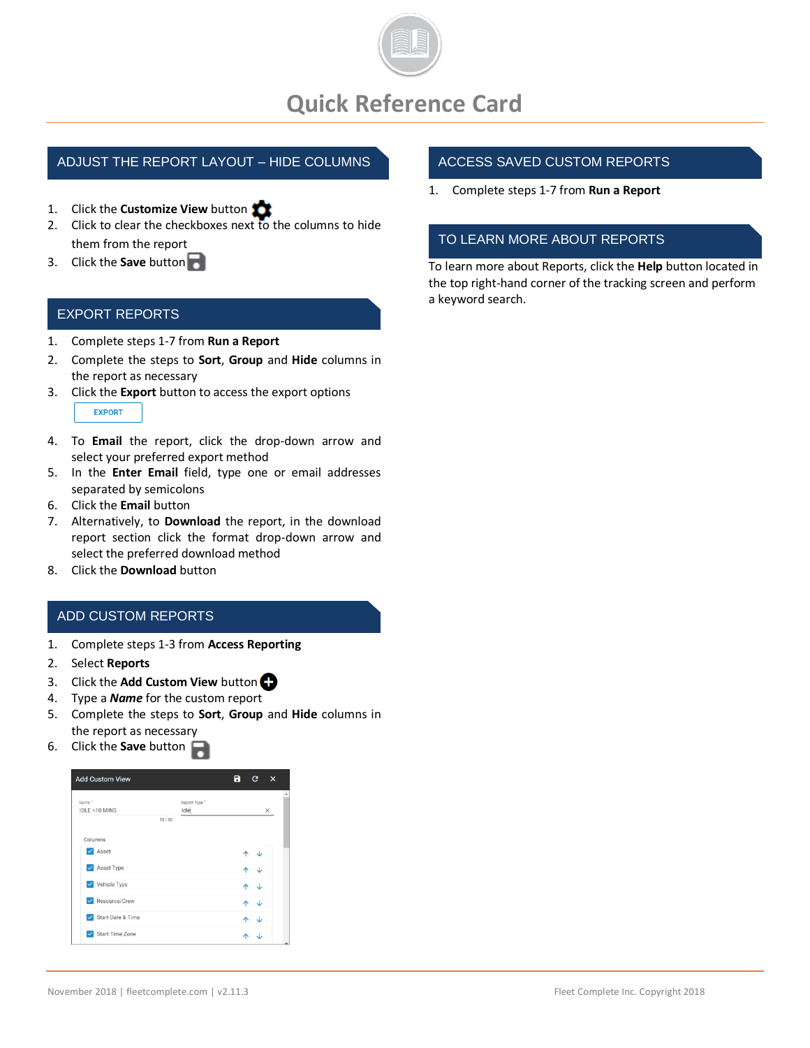# Quick Reference Card

## ADJUST THE REPORT LAYOUT – HIDE COLUMNS

1. Click the **Customize View** button
2. Click to clear the checkboxes next to the columns to hide them from the report
3. Click the **Save** button

## EXPORT REPORTS

1. Complete steps 1-7 from **Run a Report**
2. Complete the steps to **Sort**, **Group** and **Hide** columns in the report as necessary
3. Click the **Export** button to access the export options

   EXPORT

4. To **Email** the report, click the drop-down arrow and select your preferred export method
5. In the **Enter Email** field, type one or email addresses separated by semicolons
6. Click the **Email** button
7. Alternatively, to **Download** the report, in the download report section click the format drop-down arrow and select the preferred download method
8. Click the **Download** button

## ADD CUSTOM REPORTS

1. Complete steps 1-3 from **Access Reporting**
2. Select **Reports**
3. Click the **Add Custom View** button
4. Type a ***Name*** for the custom report
5. Complete the steps to **Sort**, **Group** and **Hide** columns in the report as necessary
6. Click the **Save** button

## ACCESS SAVED CUSTOM REPORTS

1. Complete steps 1-7 from **Run a Report**

## TO LEARN MORE ABOUT REPORTS

To learn more about Reports, click the **Help** button located in the top right-hand corner of the tracking screen and perform a keyword search.

November 2018 | fleetcomplete.com | v2.11.3

Fleet Complete Inc. Copyright 2018